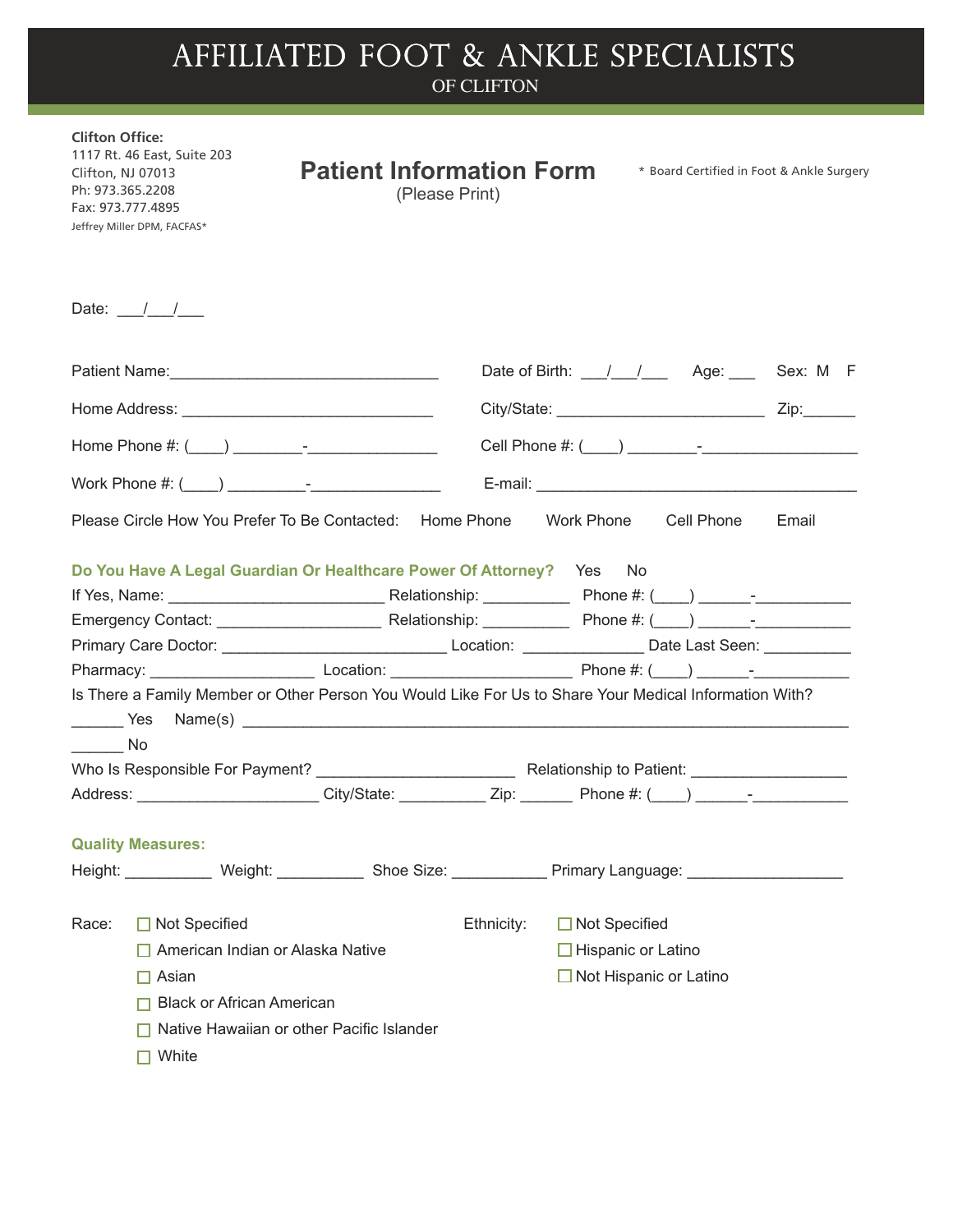# AFFILIATED FOOT & ANKLE SPECIALISTS
## OF CLIFTON

**Clifton Office:**
1117 Rt. 46 East, Suite 203
Clifton, NJ 07013
Ph: 973.365.2208
Fax: 973.777.4895
Jeffrey Miller DPM, FACFAS*

## Patient Information Form
(Please Print)

* Board Certified in Foot & Ankle Surgery

Date: ___/___/___

Patient Name:________________________________ Date of Birth: ___/___/___ Age: ___ Sex: M F

Home Address: ______________________________ City/State: ________________________ Zip:______

Home Phone #: (____) ________-_______________ Cell Phone #: (____) ________-_________________

Work Phone #: (____) _________-_______________ E-mail: ______________________________________

Please Circle How You Prefer To Be Contacted: Home Phone Work Phone Cell Phone Email

**Do You Have A Legal Guardian Or Healthcare Power Of Attorney?** Yes No

If Yes, Name: _________________________ Relationship: __________ Phone #: (____) ______-___________

Emergency Contact: ___________________ Relationship: __________ Phone #: (____) ______-___________

Primary Care Doctor: __________________________ Location: ______________ Date Last Seen: __________

Pharmacy: __________________ Location: _____________________ Phone #: (____) ______-___________

Is There a Family Member or Other Person You Would Like For Us to Share Your Medical Information With?

______ Yes Name(s) ___________________________________________________________________________

______ No

Who Is Responsible For Payment? _______________________ Relationship to Patient: _________________

Address: _____________________ City/State: __________ Zip: ______ Phone #: (____) ______-___________

**Quality Measures:**

Height: __________ Weight: __________ Shoe Size: ___________ Primary Language: __________________

Race:
- ☐ Not Specified
- ☐ American Indian or Alaska Native
- ☐ Asian
- ☐ Black or African American
- ☐ Native Hawaiian or other Pacific Islander
- ☐ White

Ethnicity:
- ☐ Not Specified
- ☐ Hispanic or Latino
- ☐ Not Hispanic or Latino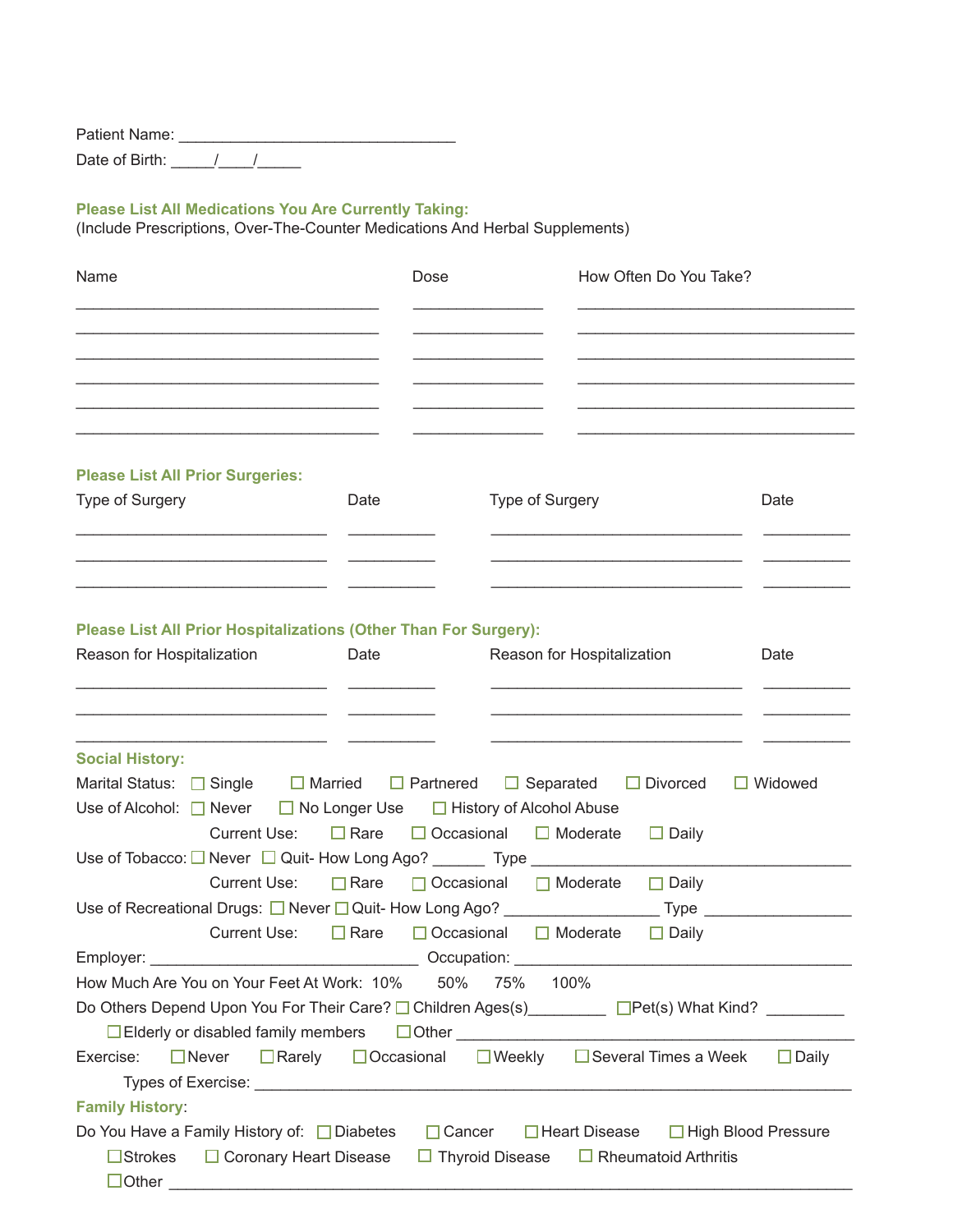Patient Name: ________________________________

Date of Birth: _____/____/_____

## Please List All Medications You Are Currently Taking:

(Include Prescriptions, Over-The-Counter Medications And Herbal Supplements)

| Name | Dose | How Often Do You Take? |
| --- | --- | --- |
| | | |
| | | |
| | | |
| | | |
| | | |
| | | |

## Please List All Prior Surgeries:

| Type of Surgery | Date | Type of Surgery | Date |
| --- | --- | --- | --- |
| | | | |
| | | | |
| | | | |

## Please List All Prior Hospitalizations (Other Than For Surgery):

| Reason for Hospitalization | Date | Reason for Hospitalization | Date |
| --- | --- | --- | --- |
| | | | |
| | | | |
| | | | |

## Social History:

Marital Status: ☐ Single ☐ Married ☐ Partnered ☐ Separated ☐ Divorced ☐ Widowed

Use of Alcohol: ☐ Never ☐ No Longer Use ☐ History of Alcohol Abuse

Current Use: ☐ Rare ☐ Occasional ☐ Moderate ☐ Daily

Use of Tobacco: ☐ Never ☐ Quit- How Long Ago? ______ Type ____________________________________

Current Use: ☐ Rare ☐ Occasional ☐ Moderate ☐ Daily

Use of Recreational Drugs: ☐ Never ☐ Quit- How Long Ago? _________________ Type _________________

Current Use: ☐ Rare ☐ Occasional ☐ Moderate ☐ Daily

Employer: ______________________________ Occupation: ______________________________________

How Much Are You on Your Feet At Work: 10% 50% 75% 100%

Do Others Depend Upon You For Their Care? ☐ Children Ages(s)_________ ☐ Pet(s) What Kind? _________

☐ Elderly or disabled family members ☐ Other ______________________________________________

Exercise: ☐ Never ☐ Rarely ☐ Occasional ☐ Weekly ☐ Several Times a Week ☐ Daily

Types of Exercise: _________________________________________________________________________

## Family History:

Do You Have a Family History of: ☐ Diabetes ☐ Cancer ☐ Heart Disease ☐ High Blood Pressure

☐ Strokes ☐ Coronary Heart Disease ☐ Thyroid Disease ☐ Rheumatoid Arthritis

☐ Other ________________________________________________________________________________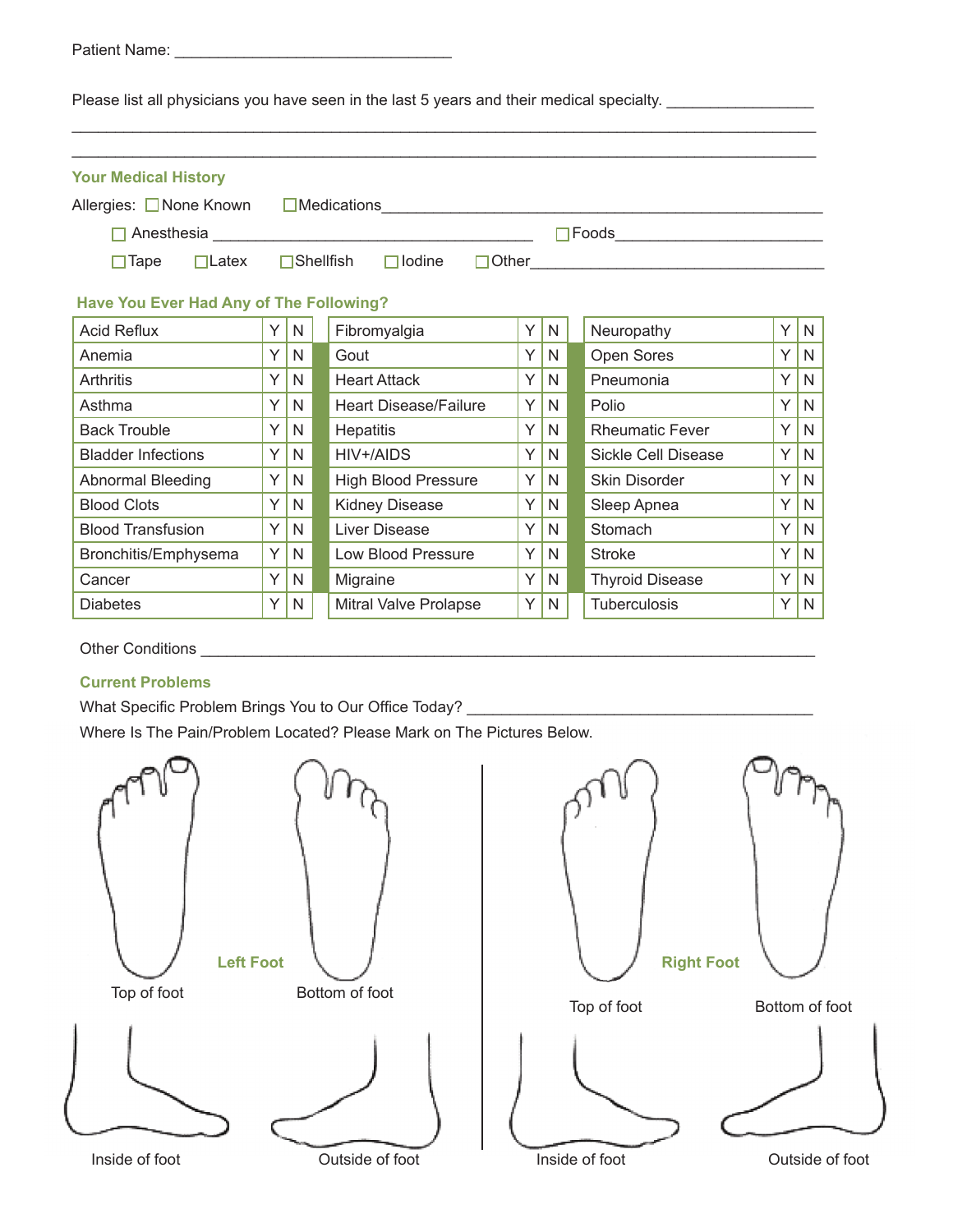Patient Name: ________________________________

Please list all physicians you have seen in the last 5 years and their medical specialty. ________________

______________________________________________________________________________________

______________________________________________________________________________________

## Your Medical History

Allergies: ☐ None Known ☐ Medications______________________________________________

☐ Anesthesia ______________________________________ ☐ Foods________________________

☐ Tape ☐ Latex ☐ Shellfish ☐ Iodine ☐ Other__________________________________

## Have You Ever Had Any of The Following?

| Condition | Y | N | Condition | Y | N | Condition | Y | N |
|---|---|---|---|---|---|---|---|---|
| Acid Reflux | Y | N | Fibromyalgia | Y | N | Neuropathy | Y | N |
| Anemia | Y | N | Gout | Y | N | Open Sores | Y | N |
| Arthritis | Y | N | Heart Attack | Y | N | Pneumonia | Y | N |
| Asthma | Y | N | Heart Disease/Failure | Y | N | Polio | Y | N |
| Back Trouble | Y | N | Hepatitis | Y | N | Rheumatic Fever | Y | N |
| Bladder Infections | Y | N | HIV+/AIDS | Y | N | Sickle Cell Disease | Y | N |
| Abnormal Bleeding | Y | N | High Blood Pressure | Y | N | Skin Disorder | Y | N |
| Blood Clots | Y | N | Kidney Disease | Y | N | Sleep Apnea | Y | N |
| Blood Transfusion | Y | N | Liver Disease | Y | N | Stomach | Y | N |
| Bronchitis/Emphysema | Y | N | Low Blood Pressure | Y | N | Stroke | Y | N |
| Cancer | Y | N | Migraine | Y | N | Thyroid Disease | Y | N |
| Diabetes | Y | N | Mitral Valve Prolapse | Y | N | Tuberculosis | Y | N |

Other Conditions ____________________________________________________________________

## Current Problems

What Specific Problem Brings You to Our Office Today? ________________________________________

Where Is The Pain/Problem Located? Please Mark on The Pictures Below.

**Left Foot**

Top of foot

Bottom of foot

Inside of foot

Outside of foot

**Right Foot**

Top of foot

Bottom of foot

Inside of foot

Outside of foot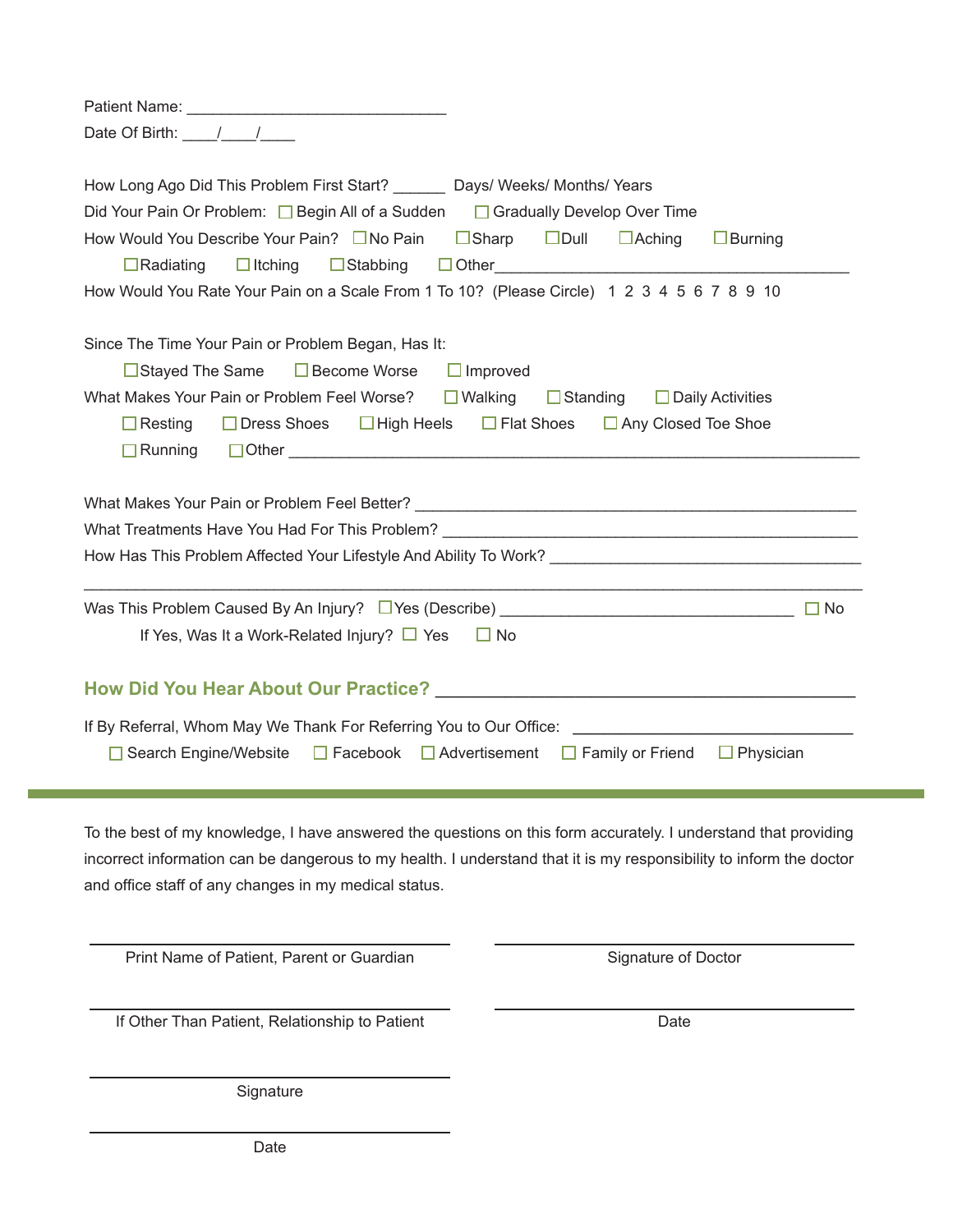Patient Name: ______________________________

Date Of Birth: ____/____/____

How Long Ago Did This Problem First Start? ______ Days/ Weeks/ Months/ Years

Did Your Pain Or Problem: ☐ Begin All of a Sudden ☐ Gradually Develop Over Time

How Would You Describe Your Pain? ☐No Pain ☐Sharp ☐Dull ☐Aching ☐Burning ☐Radiating ☐Itching ☐Stabbing ☐Other________________________________________

How Would You Rate Your Pain on a Scale From 1 To 10? (Please Circle) 1 2 3 4 5 6 7 8 9 10

Since The Time Your Pain or Problem Began, Has It:

☐Stayed The Same ☐ Become Worse ☐ Improved

What Makes Your Pain or Problem Feel Worse? ☐ Walking ☐ Standing ☐ Daily Activities ☐ Resting ☐ Dress Shoes ☐ High Heels ☐ Flat Shoes ☐ Any Closed Toe Shoe ☐ Running ☐Other ________________________________________________________________

What Makes Your Pain or Problem Feel Better? __________________________________________________

What Treatments Have You Had For This Problem? ______________________________________________

How Has This Problem Affected Your Lifestyle And Ability To Work? ___________________________________

_____________________________________________________________________________________

Was This Problem Caused By An Injury? ☐Yes (Describe) __________________________________ ☐ No

If Yes, Was It a Work-Related Injury? ☐ Yes ☐ No

**How Did You Hear About Our Practice?** ________________________________________

If By Referral, Whom May We Thank For Referring You to Our Office: ______________________________

☐ Search Engine/Website ☐ Facebook ☐ Advertisement ☐ Family or Friend ☐ Physician

---

To the best of my knowledge, I have answered the questions on this form accurately. I understand that providing incorrect information can be dangerous to my health. I understand that it is my responsibility to inform the doctor and office staff of any changes in my medical status.

______________________________
Print Name of Patient, Parent or Guardian

______________________________
If Other Than Patient, Relationship to Patient

______________________________
Signature

______________________________
Date

______________________________
Signature of Doctor

______________________________
Date